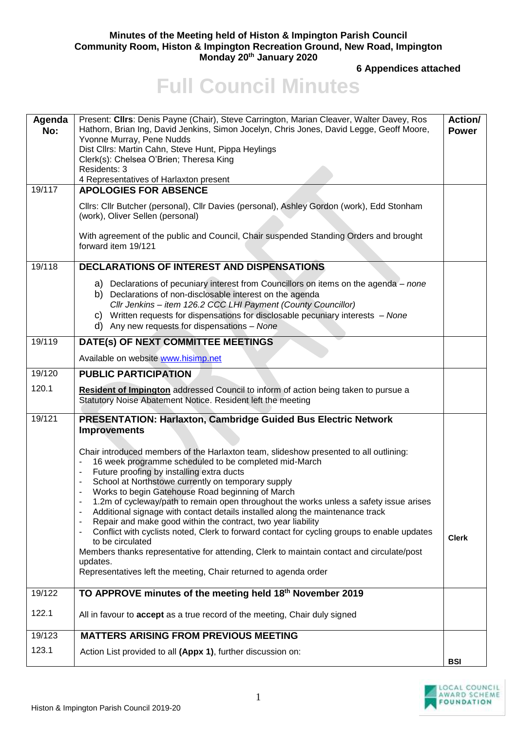**Minutes of the Meeting held of Histon & Impington Parish Council**
**Community Room, Histon & Impington Recreation Ground, New Road, Impington**
**Monday 20th January 2020**

**6 Appendices attached**

# Full Council Minutes

| Agenda No: | Present: **Cllrs**: Denis Payne (Chair), Steve Carrington, Marian Cleaver, Walter Davey, Ros Hathorn, Brian Ing, David Jenkins, Simon Jocelyn, Chris Jones, David Legge, Geoff Moore, Yvonne Murray, Pene Nudds<br>Dist Cllrs: Martin Cahn, Steve Hunt, Pippa Heylings<br>Clerk(s): Chelsea O'Brien; Theresa King<br>Residents: 3<br>4 Representatives of Harlaxton present | **Action/ Power** |
|---|---|---|
| 19/117 | **APOLOGIES FOR ABSENCE**<br><br>Cllrs: Cllr Butcher (personal), Cllr Davies (personal), Ashley Gordon (work), Edd Stonham (work), Oliver Sellen (personal)<br><br>With agreement of the public and Council, Chair suspended Standing Orders and brought forward item 19/121 | |
| 19/118 | **DECLARATIONS OF INTEREST AND DISPENSATIONS**<br><br>a) Declarations of pecuniary interest from Councillors on items on the agenda – *none*<br>b) Declarations of non-disclosable interest on the agenda<br>*Cllr Jenkins – item 126.2 CCC LHI Payment (County Councillor)*<br>c) Written requests for dispensations for disclosable pecuniary interests – *None*<br>d) Any new requests for dispensations – *None* | |
| 19/119 | **DATE(s) OF NEXT COMMITTEE MEETINGS**<br><br>Available on website www.hisimp.net | |
| 19/120<br><br>120.1 | **PUBLIC PARTICIPATION**<br><br>**Resident of Impington** addressed Council to inform of action being taken to pursue a Statutory Noise Abatement Notice. Resident left the meeting | |
| 19/121 | **PRESENTATION: Harlaxton, Cambridge Guided Bus Electric Network Improvements**<br><br>Chair introduced members of the Harlaxton team, slideshow presented to all outlining:<br>- 16 week programme scheduled to be completed mid-March<br>- Future proofing by installing extra ducts<br>- School at Northstowe currently on temporary supply<br>- Works to begin Gatehouse Road beginning of March<br>- 1.2m of cycleway/path to remain open throughout the works unless a safety issue arises<br>- Additional signage with contact details installed along the maintenance track<br>- Repair and make good within the contract, two year liability<br>- Conflict with cyclists noted, Clerk to forward contact for cycling groups to enable updates to be circulated<br>Members thanks representative for attending, Clerk to maintain contact and circulate/post updates.<br>Representatives left the meeting, Chair returned to agenda order | **Clerk** |
| 19/122<br><br>122.1 | **TO APPROVE minutes of the meeting held 18th November 2019**<br><br>All in favour to **accept** as a true record of the meeting, Chair duly signed | |
| 19/123<br><br>123.1 | **MATTERS ARISING FROM PREVIOUS MEETING**<br><br>Action List provided to all **(Appx 1)**, further discussion on: | **BSI** |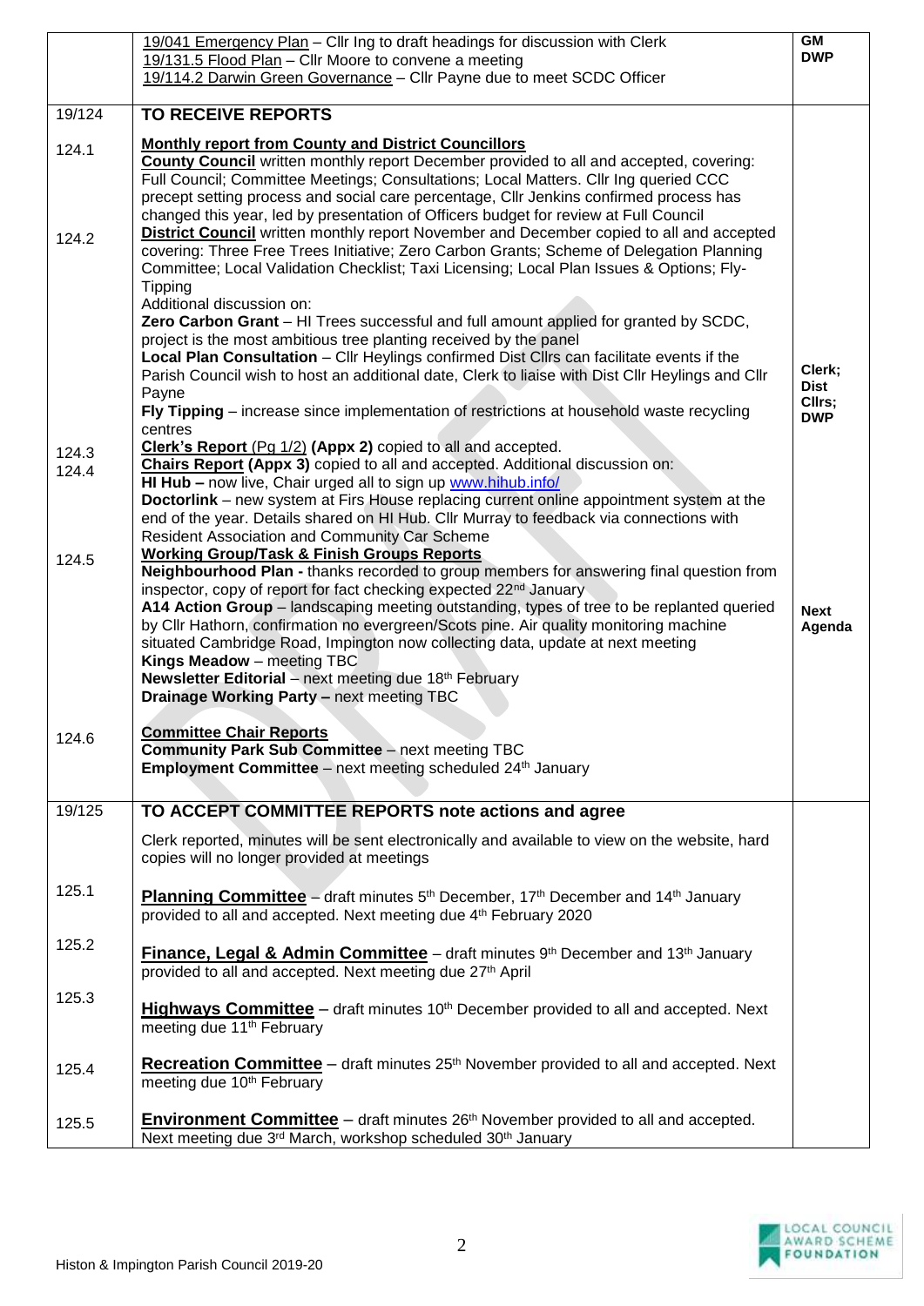| | | |
|---|---|---|
| | <u>19/041 Emergency Plan</u> – Cllr Ing to draft headings for discussion with Clerk<br><u>19/131.5 Flood Plan</u> – Cllr Moore to convene a meeting<br><u>19/114.2 Darwin Green Governance</u> – Cllr Payne due to meet SCDC Officer | **GM**<br>**DWP** |
| 19/124 | **TO RECEIVE REPORTS** | |
| 124.1<br><br><br><br><br>124.2 | **<u>Monthly report from County and District Councillors</u>**<br>**<u>County Council</u>** written monthly report December provided to all and accepted, covering: Full Council; Committee Meetings; Consultations; Local Matters. Cllr Ing queried CCC precept setting process and social care percentage, Cllr Jenkins confirmed process has changed this year, led by presentation of Officers budget for review at Full Council<br>**<u>District Council</u>** written monthly report November and December copied to all and accepted covering: Three Free Trees Initiative; Zero Carbon Grants; Scheme of Delegation Planning Committee; Local Validation Checklist; Taxi Licensing; Local Plan Issues & Options; Fly-Tipping<br>Additional discussion on:<br>**Zero Carbon Grant** – HI Trees successful and full amount applied for granted by SCDC, project is the most ambitious tree planting received by the panel<br>**Local Plan Consultation** – Cllr Heylings confirmed Dist Cllrs can facilitate events if the Parish Council wish to host an additional date, Clerk to liaise with Dist Cllr Heylings and Cllr Payne<br>**Fly Tipping** – increase since implementation of restrictions at household waste recycling centres | **Clerk;**<br>**Dist Cllrs;**<br>**DWP** |
| 124.3<br>124.4 | **<u>Clerk's Report</u>** <u>(Pg 1/2)</u> **(Appx 2)** copied to all and accepted.<br>**<u>Chairs Report</u>** **(Appx 3)** copied to all and accepted. Additional discussion on:<br>**HI Hub –** now live, Chair urged all to sign up www.hihub.info/<br>**Doctorlink** – new system at Firs House replacing current online appointment system at the end of the year. Details shared on HI Hub. Cllr Murray to feedback via connections with Resident Association and Community Car Scheme | |
| 124.5 | **<u>Working Group/Task & Finish Groups Reports</u>**<br>**Neighbourhood Plan -** thanks recorded to group members for answering final question from inspector, copy of report for fact checking expected 22nd January<br>**A14 Action Group** – landscaping meeting outstanding, types of tree to be replanted queried by Cllr Hathorn, confirmation no evergreen/Scots pine. Air quality monitoring machine situated Cambridge Road, Impington now collecting data, update at next meeting<br>**Kings Meadow** – meeting TBC<br>**Newsletter Editorial** – next meeting due 18th February<br>**Drainage Working Party –** next meeting TBC | **Next Agenda** |
| 124.6 | **<u>Committee Chair Reports</u>**<br>**Community Park Sub Committee** – next meeting TBC<br>**Employment Committee** – next meeting scheduled 24th January | |
| 19/125 | **TO ACCEPT COMMITTEE REPORTS note actions and agree**<br><br>Clerk reported, minutes will be sent electronically and available to view on the website, hard copies will no longer provided at meetings | |
| 125.1 | **<u>Planning Committee</u>** – draft minutes 5th December, 17th December and 14th January provided to all and accepted. Next meeting due 4th February 2020 | |
| 125.2 | **<u>Finance, Legal & Admin Committee</u>** – draft minutes 9th December and 13th January provided to all and accepted. Next meeting due 27th April | |
| 125.3 | **<u>Highways Committee</u>** – draft minutes 10th December provided to all and accepted. Next meeting due 11th February | |
| 125.4 | **<u>Recreation Committee</u>** – draft minutes 25th November provided to all and accepted. Next meeting due 10th February | |
| 125.5 | **<u>Environment Committee</u>** – draft minutes 26th November provided to all and accepted. Next meeting due 3rd March, workshop scheduled 30th January | |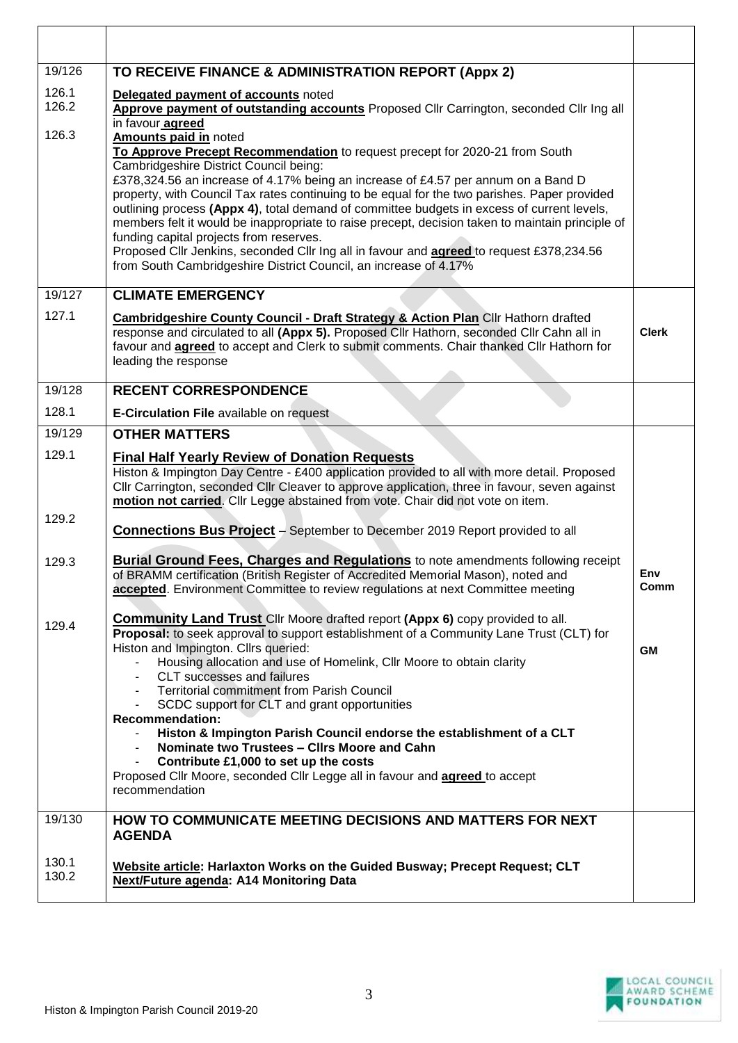| | | |
|---|---|---|
| 19/126 | **TO RECEIVE FINANCE & ADMINISTRATION REPORT (Appx 2)** | |
| 126.1<br>126.2<br><br>126.3 | **Delegated payment of accounts** noted<br>**Approve payment of outstanding accounts** Proposed Cllr Carrington, seconded Cllr Ing all in favour **agreed**<br>**Amounts paid in** noted<br>**To Approve Precept Recommendation** to request precept for 2020-21 from South Cambridgeshire District Council being:<br>£378,324.56 an increase of 4.17% being an increase of £4.57 per annum on a Band D property, with Council Tax rates continuing to be equal for the two parishes. Paper provided outlining process **(Appx 4)**, total demand of committee budgets in excess of current levels, members felt it would be inappropriate to raise precept, decision taken to maintain principle of funding capital projects from reserves.<br>Proposed Cllr Jenkins, seconded Cllr Ing all in favour and **agreed** to request £378,234.56 from South Cambridgeshire District Council, an increase of 4.17% | |
| 19/127 | **CLIMATE EMERGENCY** | |
| 127.1 | **Cambridgeshire County Council - Draft Strategy & Action Plan** Cllr Hathorn drafted response and circulated to all **(Appx 5).** Proposed Cllr Hathorn, seconded Cllr Cahn all in favour and **agreed** to accept and Clerk to submit comments. Chair thanked Cllr Hathorn for leading the response | **Clerk** |
| 19/128 | **RECENT CORRESPONDENCE** | |
| 128.1 | **E-Circulation File** available on request | |
| 19/129 | **OTHER MATTERS** | |
| 129.1<br><br><br><br>129.2 | **Final Half Yearly Review of Donation Requests**<br>Histon & Impington Day Centre - £400 application provided to all with more detail. Proposed Cllr Carrington, seconded Cllr Cleaver to approve application, three in favour, seven against **motion not carried**. Cllr Legge abstained from vote. Chair did not vote on item.<br><br>**Connections Bus Project** – September to December 2019 Report provided to all | |
| 129.3 | **Burial Ground Fees, Charges and Regulations** to note amendments following receipt of BRAMM certification (British Register of Accredited Memorial Mason), noted and **accepted**. Environment Committee to review regulations at next Committee meeting | **Env Comm** |
| 129.4 | **Community Land Trust** Cllr Moore drafted report **(Appx 6)** copy provided to all.<br>**Proposal:** to seek approval to support establishment of a Community Lane Trust (CLT) for Histon and Impington. Cllrs queried:<br>- Housing allocation and use of Homelink, Cllr Moore to obtain clarity<br>- CLT successes and failures<br>- Territorial commitment from Parish Council<br>- SCDC support for CLT and grant opportunities<br>**Recommendation:**<br>- **Histon & Impington Parish Council endorse the establishment of a CLT**<br>- **Nominate two Trustees – Cllrs Moore and Cahn**<br>- **Contribute £1,000 to set up the costs**<br>Proposed Cllr Moore, seconded Cllr Legge all in favour and **agreed** to accept recommendation | **GM** |
| 19/130 | **HOW TO COMMUNICATE MEETING DECISIONS AND MATTERS FOR NEXT AGENDA** | |
| 130.1<br>130.2 | **Website article: Harlaxton Works on the Guided Busway; Precept Request; CLT**<br>**Next/Future agenda: A14 Monitoring Data** | |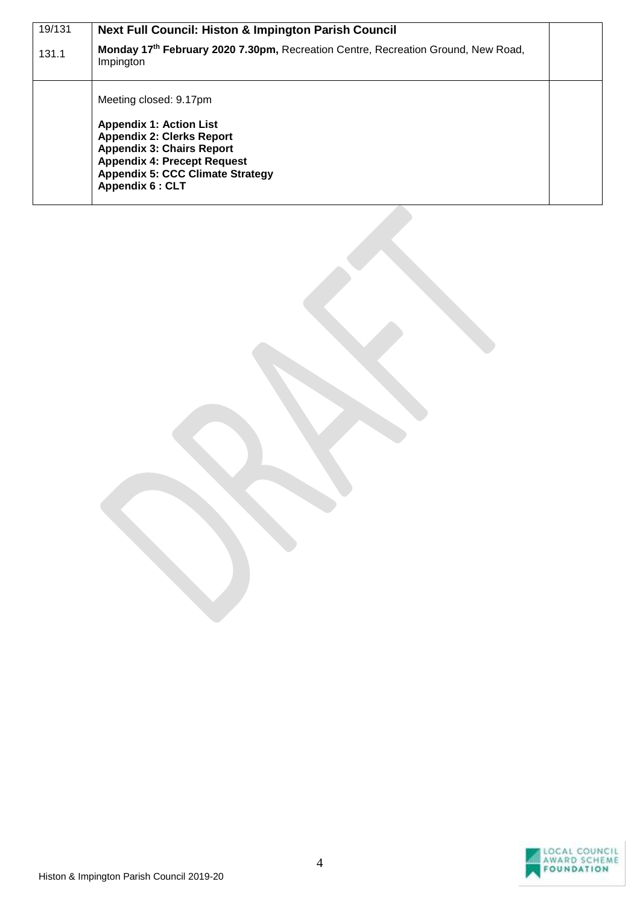| | | |
|---|---|---|
| 19/131<br><br>131.1 | **Next Full Council: Histon & Impington Parish Council**<br><br>**Monday 17th February 2020 7.30pm,** Recreation Centre, Recreation Ground, New Road, Impington | |
| | Meeting closed: 9.17pm<br><br>**Appendix 1: Action List**<br>**Appendix 2: Clerks Report**<br>**Appendix 3: Chairs Report**<br>**Appendix 4: Precept Request**<br>**Appendix 5: CCC Climate Strategy**<br>**Appendix 6 : CLT** | |

DRAFT